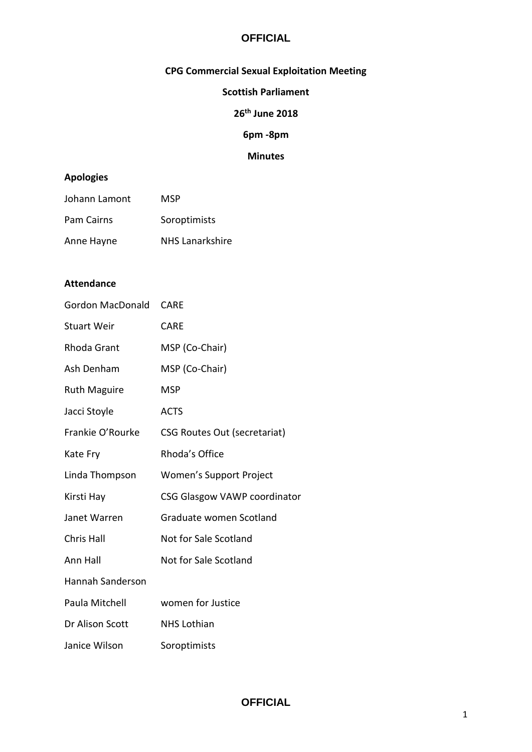**CPG Commercial Sexual Exploitation Meeting**

**Scottish Parliament**

**26th June 2018**

**6pm -8pm**

**Minutes**

**Apologies**

| | |
|---|---|
| Johann Lamont | MSP |
| Pam Cairns | Soroptimists |
| Anne Hayne | NHS Lanarkshire |

**Attendance**

| | |
|---|---|
| Gordon MacDonald | CARE |
| Stuart Weir | CARE |
| Rhoda Grant | MSP (Co-Chair) |
| Ash Denham | MSP (Co-Chair) |
| Ruth Maguire | MSP |
| Jacci Stoyle | ACTS |
| Frankie O'Rourke | CSG Routes Out (secretariat) |
| Kate Fry | Rhoda's Office |
| Linda Thompson | Women's Support Project |
| Kirsti Hay | CSG Glasgow VAWP coordinator |
| Janet Warren | Graduate women Scotland |
| Chris Hall | Not for Sale Scotland |
| Ann Hall | Not for Sale Scotland |
| Hannah Sanderson | |
| Paula Mitchell | women for Justice |
| Dr Alison Scott | NHS Lothian |
| Janice Wilson | Soroptimists |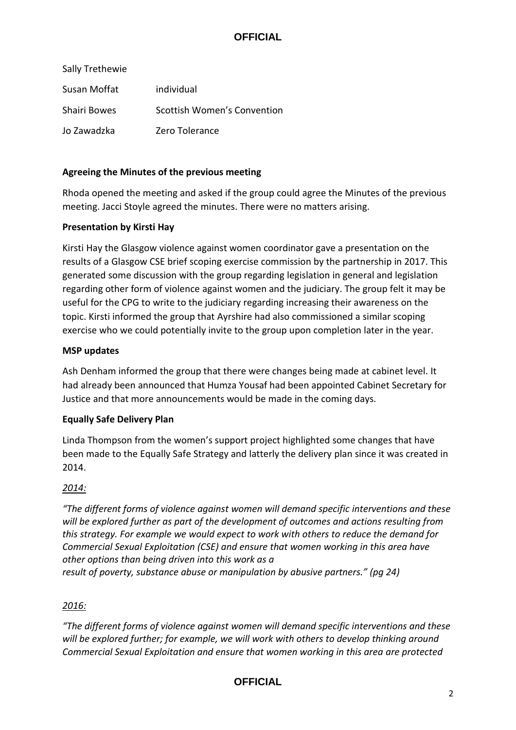| | |
|---|---|
| Sally Trethewie | |
| Susan Moffat | individual |
| Shairi Bowes | Scottish Women's Convention |
| Jo Zawadzka | Zero Tolerance |

**Agreeing the Minutes of the previous meeting**

Rhoda opened the meeting and asked if the group could agree the Minutes of the previous meeting. Jacci Stoyle agreed the minutes. There were no matters arising.

**Presentation by Kirsti Hay**

Kirsti Hay the Glasgow violence against women coordinator gave a presentation on the results of a Glasgow CSE brief scoping exercise commission by the partnership in 2017. This generated some discussion with the group regarding legislation in general and legislation regarding other form of violence against women and the judiciary. The group felt it may be useful for the CPG to write to the judiciary regarding increasing their awareness on the topic. Kirsti informed the group that Ayrshire had also commissioned a similar scoping exercise who we could potentially invite to the group upon completion later in the year.

**MSP updates**

Ash Denham informed the group that there were changes being made at cabinet level. It had already been announced that Humza Yousaf had been appointed Cabinet Secretary for Justice and that more announcements would be made in the coming days.

**Equally Safe Delivery Plan**

Linda Thompson from the women's support project highlighted some changes that have been made to the Equally Safe Strategy and latterly the delivery plan since it was created in 2014.

*2014:*

*"The different forms of violence against women will demand specific interventions and these will be explored further as part of the development of outcomes and actions resulting from this strategy. For example we would expect to work with others to reduce the demand for Commercial Sexual Exploitation (CSE) and ensure that women working in this area have other options than being driven into this work as a result of poverty, substance abuse or manipulation by abusive partners." (pg 24)*

*2016:*

*"The different forms of violence against women will demand specific interventions and these will be explored further; for example, we will work with others to develop thinking around Commercial Sexual Exploitation and ensure that women working in this area are protected*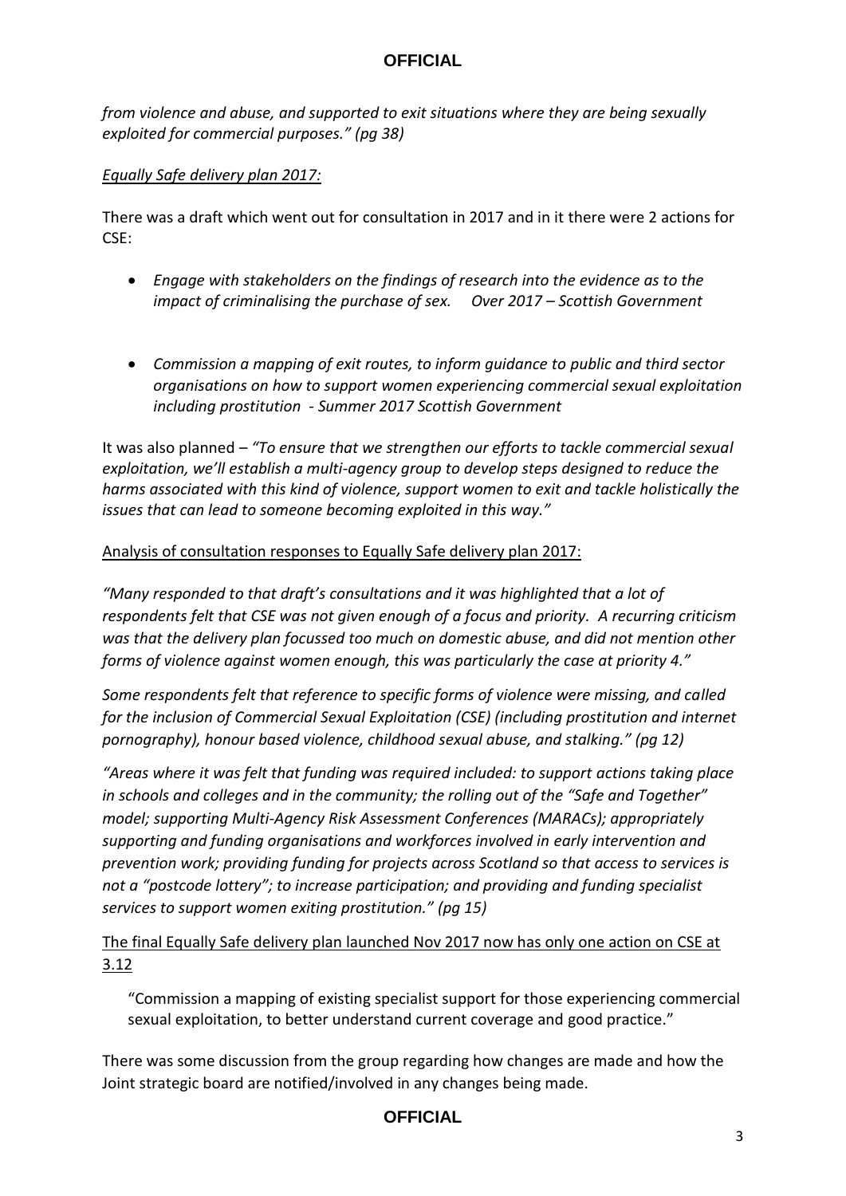*from violence and abuse, and supported to exit situations where they are being sexually exploited for commercial purposes." (pg 38)*

*Equally Safe delivery plan 2017:*

There was a draft which went out for consultation in 2017 and in it there were 2 actions for CSE:

- *Engage with stakeholders on the findings of research into the evidence as to the impact of criminalising the purchase of sex. Over 2017 – Scottish Government*

- *Commission a mapping of exit routes, to inform guidance to public and third sector organisations on how to support women experiencing commercial sexual exploitation including prostitution - Summer 2017 Scottish Government*

It was also planned – *"To ensure that we strengthen our efforts to tackle commercial sexual exploitation, we'll establish a multi-agency group to develop steps designed to reduce the harms associated with this kind of violence, support women to exit and tackle holistically the issues that can lead to someone becoming exploited in this way."*

Analysis of consultation responses to Equally Safe delivery plan 2017:

*"Many responded to that draft's consultations and it was highlighted that a lot of respondents felt that CSE was not given enough of a focus and priority. A recurring criticism was that the delivery plan focussed too much on domestic abuse, and did not mention other forms of violence against women enough, this was particularly the case at priority 4."*

*Some respondents felt that reference to specific forms of violence were missing, and called for the inclusion of Commercial Sexual Exploitation (CSE) (including prostitution and internet pornography), honour based violence, childhood sexual abuse, and stalking." (pg 12)*

*"Areas where it was felt that funding was required included: to support actions taking place in schools and colleges and in the community; the rolling out of the "Safe and Together" model; supporting Multi-Agency Risk Assessment Conferences (MARACs); appropriately supporting and funding organisations and workforces involved in early intervention and prevention work; providing funding for projects across Scotland so that access to services is not a "postcode lottery"; to increase participation; and providing and funding specialist services to support women exiting prostitution." (pg 15)*

The final Equally Safe delivery plan launched Nov 2017 now has only one action on CSE at 3.12

> "Commission a mapping of existing specialist support for those experiencing commercial sexual exploitation, to better understand current coverage and good practice."

There was some discussion from the group regarding how changes are made and how the Joint strategic board are notified/involved in any changes being made.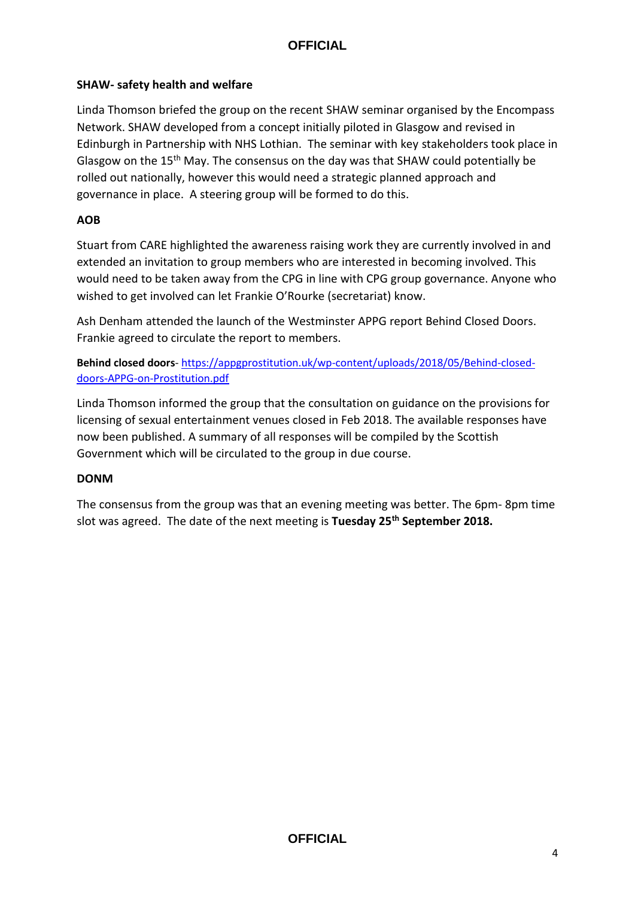**SHAW- safety health and welfare**

Linda Thomson briefed the group on the recent SHAW seminar organised by the Encompass Network. SHAW developed from a concept initially piloted in Glasgow and revised in Edinburgh in Partnership with NHS Lothian. The seminar with key stakeholders took place in Glasgow on the 15th May. The consensus on the day was that SHAW could potentially be rolled out nationally, however this would need a strategic planned approach and governance in place. A steering group will be formed to do this.

**AOB**

Stuart from CARE highlighted the awareness raising work they are currently involved in and extended an invitation to group members who are interested in becoming involved. This would need to be taken away from the CPG in line with CPG group governance. Anyone who wished to get involved can let Frankie O'Rourke (secretariat) know.

Ash Denham attended the launch of the Westminster APPG report Behind Closed Doors. Frankie agreed to circulate the report to members.

**Behind closed doors**- https://appgprostitution.uk/wp-content/uploads/2018/05/Behind-closed-doors-APPG-on-Prostitution.pdf

Linda Thomson informed the group that the consultation on guidance on the provisions for licensing of sexual entertainment venues closed in Feb 2018. The available responses have now been published. A summary of all responses will be compiled by the Scottish Government which will be circulated to the group in due course.

**DONM**

The consensus from the group was that an evening meeting was better. The 6pm- 8pm time slot was agreed. The date of the next meeting is **Tuesday 25th September 2018.**